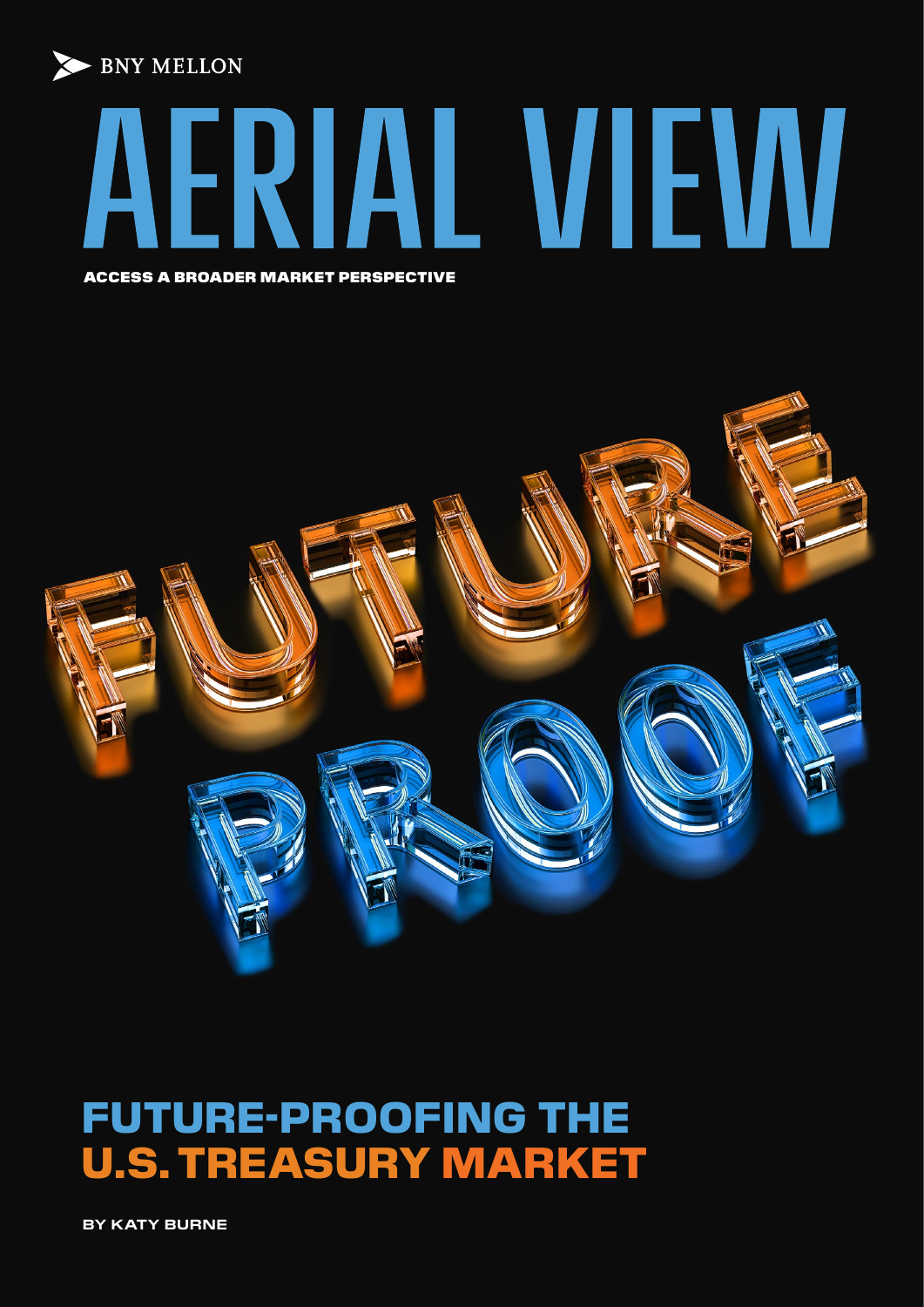BNY MELLON

# AERIAL VIEW

**ACCESS A BROADER MARKET PERSPECTIVE**

FUTURE PROOF

# FUTURE-PROOFING THE U.S. TREASURY MARKET

**BY KATY BURNE**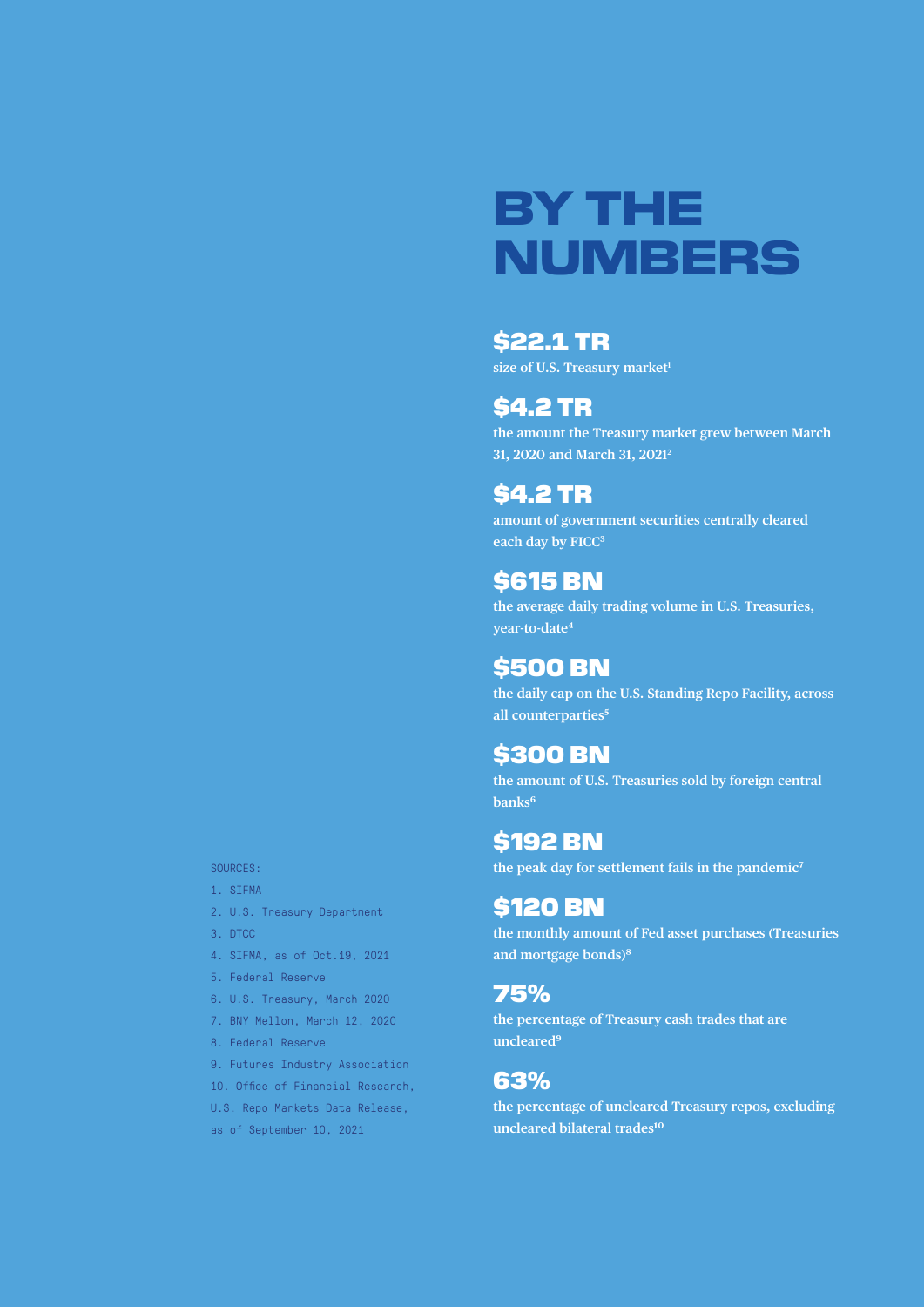# BY THE NUMBERS

**$22.1 TR**
size of U.S. Treasury market[1]

**$4.2 TR**
the amount the Treasury market grew between March 31, 2020 and March 31, 2021[2]

**$4.2 TR**
amount of government securities centrally cleared each day by FICC[3]

**$615 BN**
the average daily trading volume in U.S. Treasuries, year-to-date[4]

**$500 BN**
the daily cap on the U.S. Standing Repo Facility, across all counterparties[5]

**$300 BN**
the amount of U.S. Treasuries sold by foreign central banks[6]

**$192 BN**
the peak day for settlement fails in the pandemic[7]

**$120 BN**
the monthly amount of Fed asset purchases (Treasuries and mortgage bonds)[8]

**75%**
the percentage of Treasury cash trades that are uncleared[9]

**63%**
the percentage of uncleared Treasury repos, excluding uncleared bilateral trades[10]

SOURCES:

1. SIFMA
2. U.S. Treasury Department
3. DTCC
4. SIFMA, as of Oct.19, 2021
5. Federal Reserve
6. U.S. Treasury, March 2020
7. BNY Mellon, March 12, 2020
8. Federal Reserve
9. Futures Industry Association
10. Office of Financial Research, U.S. Repo Markets Data Release, as of September 10, 2021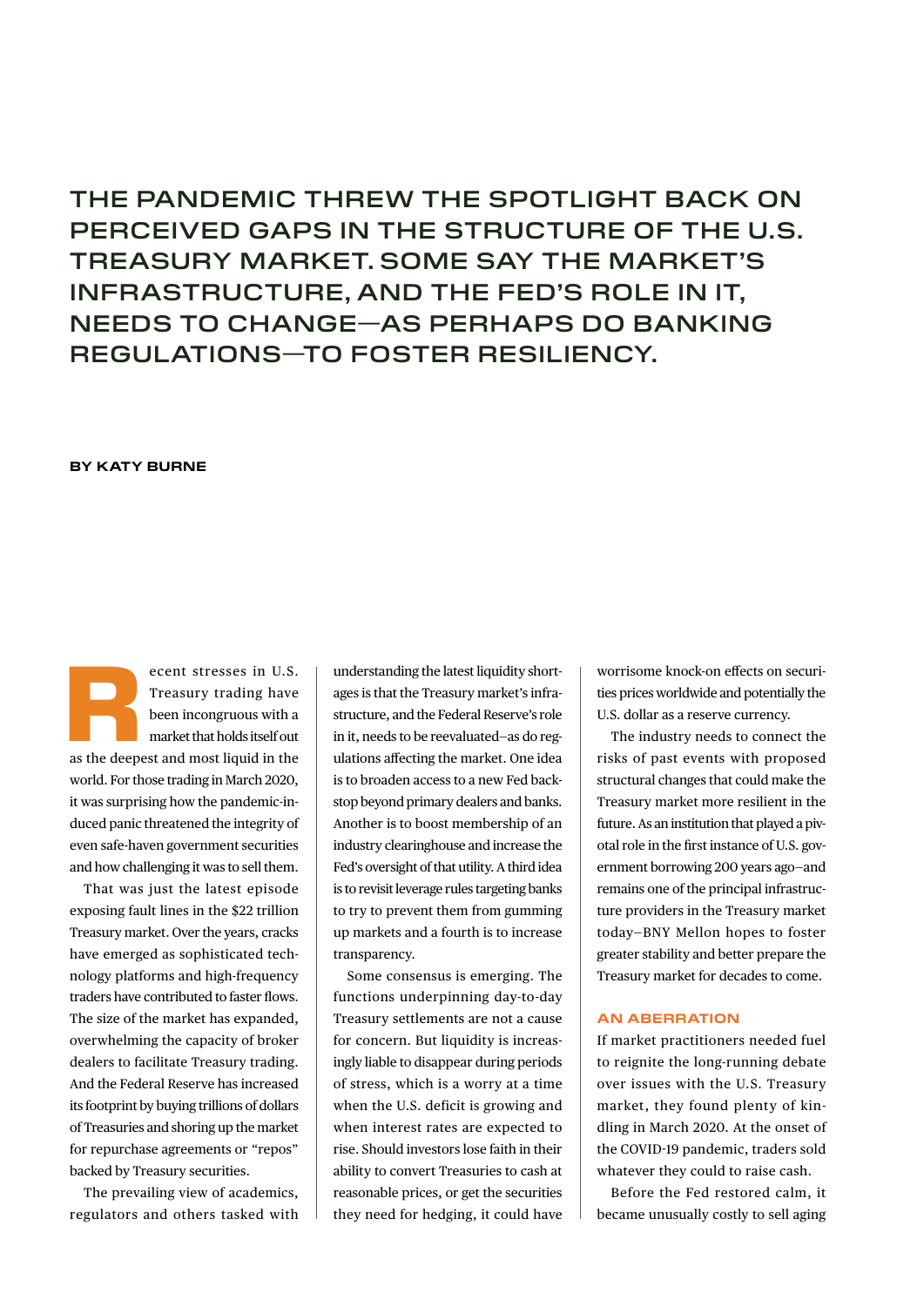# THE PANDEMIC THREW THE SPOTLIGHT BACK ON PERCEIVED GAPS IN THE STRUCTURE OF THE U.S. TREASURY MARKET. SOME SAY THE MARKET'S INFRASTRUCTURE, AND THE FED'S ROLE IN IT, NEEDS TO CHANGE—AS PERHAPS DO BANKING REGULATIONS—TO FOSTER RESILIENCY.

**BY KATY BURNE**

Recent stresses in U.S. Treasury trading have been incongruous with a market that holds itself out as the deepest and most liquid in the world. For those trading in March 2020, it was surprising how the pandemic-induced panic threatened the integrity of even safe-haven government securities and how challenging it was to sell them.

That was just the latest episode exposing fault lines in the $22 trillion Treasury market. Over the years, cracks have emerged as sophisticated technology platforms and high-frequency traders have contributed to faster flows. The size of the market has expanded, overwhelming the capacity of broker dealers to facilitate Treasury trading. And the Federal Reserve has increased its footprint by buying trillions of dollars of Treasuries and shoring up the market for repurchase agreements or "repos" backed by Treasury securities.

The prevailing view of academics, regulators and others tasked with understanding the latest liquidity shortages is that the Treasury market's infrastructure, and the Federal Reserve's role in it, needs to be reevaluated–as do regulations affecting the market. One idea is to broaden access to a new Fed backstop beyond primary dealers and banks. Another is to boost membership of an industry clearinghouse and increase the Fed's oversight of that utility. A third idea is to revisit leverage rules targeting banks to try to prevent them from gumming up markets and a fourth is to increase transparency.

Some consensus is emerging. The functions underpinning day-to-day Treasury settlements are not a cause for concern. But liquidity is increasingly liable to disappear during periods of stress, which is a worry at a time when the U.S. deficit is growing and when interest rates are expected to rise. Should investors lose faith in their ability to convert Treasuries to cash at reasonable prices, or get the securities they need for hedging, it could have worrisome knock-on effects on securities prices worldwide and potentially the U.S. dollar as a reserve currency.

The industry needs to connect the risks of past events with proposed structural changes that could make the Treasury market more resilient in the future. As an institution that played a pivotal role in the first instance of U.S. government borrowing 200 years ago–and remains one of the principal infrastructure providers in the Treasury market today–BNY Mellon hopes to foster greater stability and better prepare the Treasury market for decades to come.

## AN ABERRATION

If market practitioners needed fuel to reignite the long-running debate over issues with the U.S. Treasury market, they found plenty of kindling in March 2020. At the onset of the COVID-19 pandemic, traders sold whatever they could to raise cash.

Before the Fed restored calm, it became unusually costly to sell aging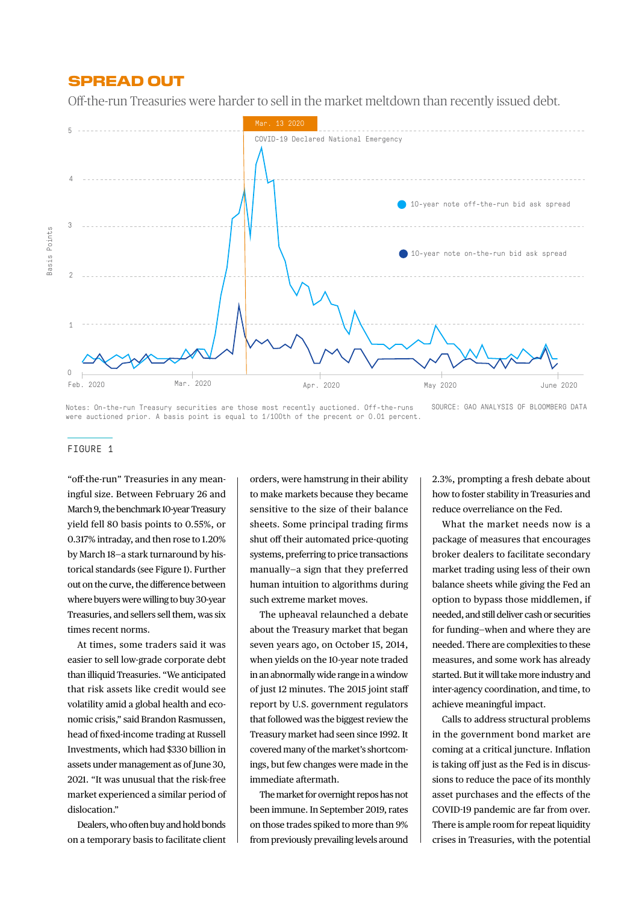## SPREAD OUT

Off-the-run Treasuries were harder to sell in the market meltdown than recently issued debt.

Mar. 13 2020

COVID-19 Declared National Emergency

10-year note off-the-run bid ask spread

10-year note on-the-run bid ask spread

Basis Points

Feb. 2020 · Mar. 2020 · Apr. 2020 · May 2020 · June 2020

Notes: On-the-run Treasury securities are those most recently auctioned. Off-the-runs were auctioned prior. A basis point is equal to 1/100th of the precent or 0.01 percent.

SOURCE: GAO ANALYSIS OF BLOOMBERG DATA

FIGURE 1

"off-the-run" Treasuries in any meaningful size. Between February 26 and March 9, the benchmark 10-year Treasury yield fell 80 basis points to 0.55%, or 0.317% intraday, and then rose to 1.20% by March 18—a stark turnaround by historical standards (see Figure 1). Further out on the curve, the difference between where buyers were willing to buy 30-year Treasuries, and sellers sell them, was six times recent norms.

At times, some traders said it was easier to sell low-grade corporate debt than illiquid Treasuries. "We anticipated that risk assets like credit would see volatility amid a global health and economic crisis," said Brandon Rasmussen, head of fixed-income trading at Russell Investments, which had $330 billion in assets under management as of June 30, 2021. "It was unusual that the risk-free market experienced a similar period of dislocation."

Dealers, who often buy and hold bonds on a temporary basis to facilitate client orders, were hamstrung in their ability to make markets because they became sensitive to the size of their balance sheets. Some principal trading firms shut off their automated price-quoting systems, preferring to price transactions manually—a sign that they preferred human intuition to algorithms during such extreme market moves.

The upheaval relaunched a debate about the Treasury market that began seven years ago, on October 15, 2014, when yields on the 10-year note traded in an abnormally wide range in a window of just 12 minutes. The 2015 joint staff report by U.S. government regulators that followed was the biggest review the Treasury market had seen since 1992. It covered many of the market's shortcomings, but few changes were made in the immediate aftermath.

The market for overnight repos has not been immune. In September 2019, rates on those trades spiked to more than 9% from previously prevailing levels around 2.3%, prompting a fresh debate about how to foster stability in Treasuries and reduce overreliance on the Fed.

What the market needs now is a package of measures that encourages broker dealers to facilitate secondary market trading using less of their own balance sheets while giving the Fed an option to bypass those middlemen, if needed, and still deliver cash or securities for funding—when and where they are needed. There are complexities to these measures, and some work has already started. But it will take more industry and inter-agency coordination, and time, to achieve meaningful impact.

Calls to address structural problems in the government bond market are coming at a critical juncture. Inflation is taking off just as the Fed is in discussions to reduce the pace of its monthly asset purchases and the effects of the COVID-19 pandemic are far from over. There is ample room for repeat liquidity crises in Treasuries, with the potential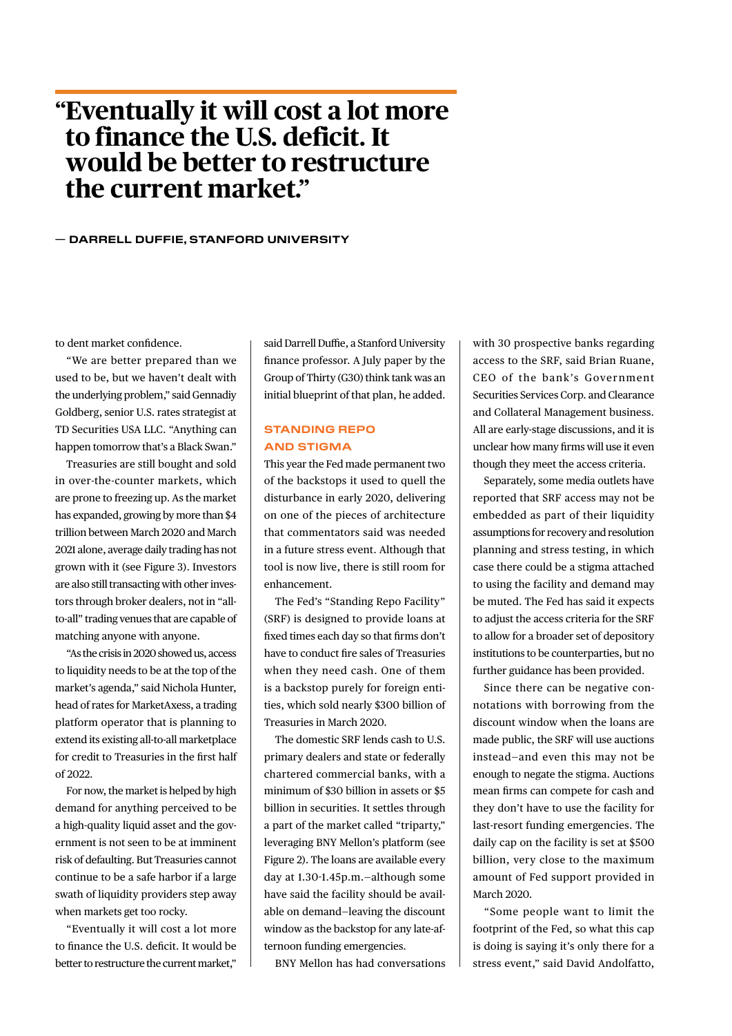> **"Eventually it will cost a lot more to finance the U.S. deficit. It would be better to restructure the current market."**
>
> — DARRELL DUFFIE, STANFORD UNIVERSITY

to dent market confidence.

"We are better prepared than we used to be, but we haven't dealt with the underlying problem," said Gennadiy Goldberg, senior U.S. rates strategist at TD Securities USA LLC. "Anything can happen tomorrow that's a Black Swan."

Treasuries are still bought and sold in over-the-counter markets, which are prone to freezing up. As the market has expanded, growing by more than $4 trillion between March 2020 and March 2021 alone, average daily trading has not grown with it (see Figure 3). Investors are also still transacting with other investors through broker dealers, not in "all-to-all" trading venues that are capable of matching anyone with anyone.

"As the crisis in 2020 showed us, access to liquidity needs to be at the top of the market's agenda," said Nichola Hunter, head of rates for MarketAxess, a trading platform operator that is planning to extend its existing all-to-all marketplace for credit to Treasuries in the first half of 2022.

For now, the market is helped by high demand for anything perceived to be a high-quality liquid asset and the government is not seen to be at imminent risk of defaulting. But Treasuries cannot continue to be a safe harbor if a large swath of liquidity providers step away when markets get too rocky.

"Eventually it will cost a lot more to finance the U.S. deficit. It would be better to restructure the current market," said Darrell Duffie, a Stanford University finance professor. A July paper by the Group of Thirty (G30) think tank was an initial blueprint of that plan, he added.

## STANDING REPO AND STIGMA

This year the Fed made permanent two of the backstops it used to quell the disturbance in early 2020, delivering on one of the pieces of architecture that commentators said was needed in a future stress event. Although that tool is now live, there is still room for enhancement.

The Fed's "Standing Repo Facility" (SRF) is designed to provide loans at fixed times each day so that firms don't have to conduct fire sales of Treasuries when they need cash. One of them is a backstop purely for foreign entities, which sold nearly $300 billion of Treasuries in March 2020.

The domestic SRF lends cash to U.S. primary dealers and state or federally chartered commercial banks, with a minimum of $30 billion in assets or $5 billion in securities. It settles through a part of the market called "triparty," leveraging BNY Mellon's platform (see Figure 2). The loans are available every day at 1.30-1.45p.m.–although some have said the facility should be available on demand–leaving the discount window as the backstop for any late-afternoon funding emergencies.

BNY Mellon has had conversations with 30 prospective banks regarding access to the SRF, said Brian Ruane, CEO of the bank's Government Securities Services Corp. and Clearance and Collateral Management business. All are early-stage discussions, and it is unclear how many firms will use it even though they meet the access criteria.

Separately, some media outlets have reported that SRF access may not be embedded as part of their liquidity assumptions for recovery and resolution planning and stress testing, in which case there could be a stigma attached to using the facility and demand may be muted. The Fed has said it expects to adjust the access criteria for the SRF to allow for a broader set of depository institutions to be counterparties, but no further guidance has been provided.

Since there can be negative connotations with borrowing from the discount window when the loans are made public, the SRF will use auctions instead–and even this may not be enough to negate the stigma. Auctions mean firms can compete for cash and they don't have to use the facility for last-resort funding emergencies. The daily cap on the facility is set at $500 billion, very close to the maximum amount of Fed support provided in March 2020.

"Some people want to limit the footprint of the Fed, so what this cap is doing is saying it's only there for a stress event," said David Andolfatto,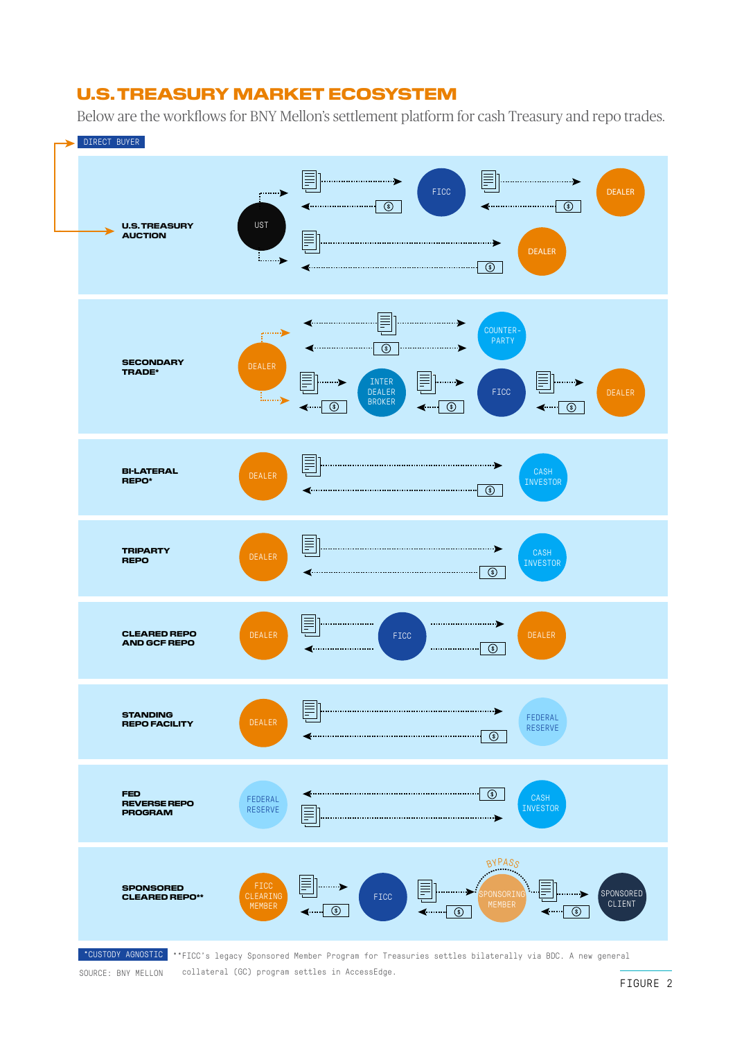# U.S. TREASURY MARKET ECOSYSTEM

Below are the workflows for BNY Mellon's settlement platform for cash Treasury and repo trades.

DIRECT BUYER

**U.S. TREASURY AUCTION**

UST → FICC → DEALER

UST → DEALER

**SECONDARY TRADE***

DEALER → COUNTER-PARTY

DEALER → INTER DEALER BROKER → FICC → DEALER

**BI-LATERAL REPO***

DEALER → CASH INVESTOR

**TRIPARTY REPO**

DEALER → CASH INVESTOR

**CLEARED REPO AND GCF REPO**

DEALER → FICC → DEALER

**STANDING REPO FACILITY**

DEALER → FEDERAL RESERVE

**FED REVERSE REPO PROGRAM**

FEDERAL RESERVE → CASH INVESTOR

**SPONSORED CLEARED REPO****

FICC CLEARING MEMBER → FICC → SPONSORING MEMBER (BYPASS) → SPONSORED CLIENT

*CUSTODY AGNOSTIC

**FICC's legacy Sponsored Member Program for Treasuries settles bilaterally via BDC. A new general collateral (GC) program settles in AccessEdge.

SOURCE: BNY MELLON

FIGURE 2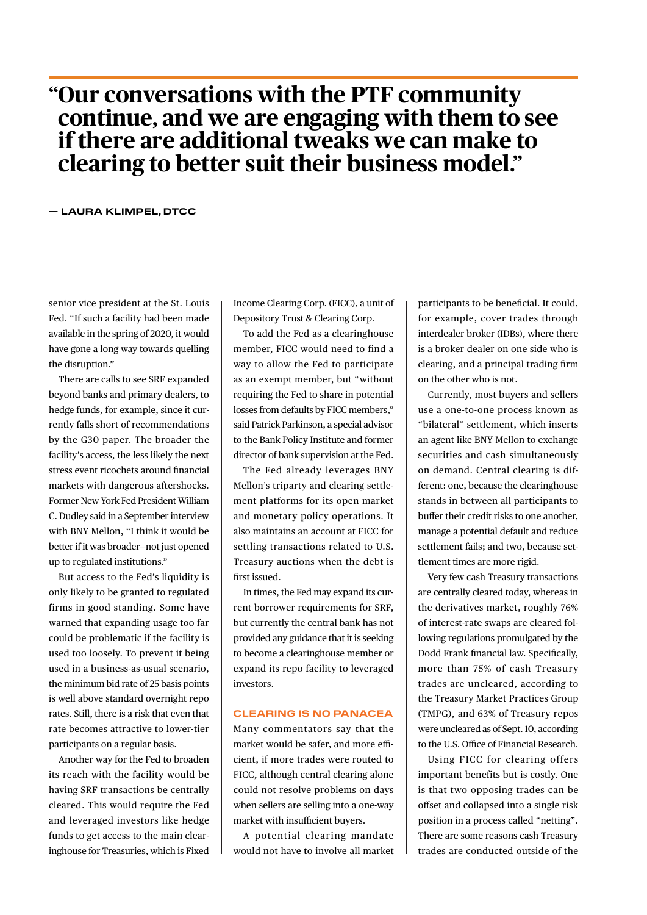> **"Our conversations with the PTF community continue, and we are engaging with them to see if there are additional tweaks we can make to clearing to better suit their business model."**
>
> — LAURA KLIMPEL, DTCC

senior vice president at the St. Louis Fed. "If such a facility had been made available in the spring of 2020, it would have gone a long way towards quelling the disruption."

There are calls to see SRF expanded beyond banks and primary dealers, to hedge funds, for example, since it currently falls short of recommendations by the G30 paper. The broader the facility's access, the less likely the next stress event ricochets around financial markets with dangerous aftershocks. Former New York Fed President William C. Dudley said in a September interview with BNY Mellon, "I think it would be better if it was broader–not just opened up to regulated institutions."

But access to the Fed's liquidity is only likely to be granted to regulated firms in good standing. Some have warned that expanding usage too far could be problematic if the facility is used too loosely. To prevent it being used in a business-as-usual scenario, the minimum bid rate of 25 basis points is well above standard overnight repo rates. Still, there is a risk that even that rate becomes attractive to lower-tier participants on a regular basis.

Another way for the Fed to broaden its reach with the facility would be having SRF transactions be centrally cleared. This would require the Fed and leveraged investors like hedge funds to get access to the main clearinghouse for Treasuries, which is Fixed Income Clearing Corp. (FICC), a unit of Depository Trust & Clearing Corp.

To add the Fed as a clearinghouse member, FICC would need to find a way to allow the Fed to participate as an exempt member, but "without requiring the Fed to share in potential losses from defaults by FICC members," said Patrick Parkinson, a special advisor to the Bank Policy Institute and former director of bank supervision at the Fed.

The Fed already leverages BNY Mellon's triparty and clearing settlement platforms for its open market and monetary policy operations. It also maintains an account at FICC for settling transactions related to U.S. Treasury auctions when the debt is first issued.

In times, the Fed may expand its current borrower requirements for SRF, but currently the central bank has not provided any guidance that it is seeking to become a clearinghouse member or expand its repo facility to leveraged investors.

## CLEARING IS NO PANACEA

Many commentators say that the market would be safer, and more efficient, if more trades were routed to FICC, although central clearing alone could not resolve problems on days when sellers are selling into a one-way market with insufficient buyers.

A potential clearing mandate would not have to involve all market participants to be beneficial. It could, for example, cover trades through interdealer broker (IDBs), where there is a broker dealer on one side who is clearing, and a principal trading firm on the other who is not.

Currently, most buyers and sellers use a one-to-one process known as "bilateral" settlement, which inserts an agent like BNY Mellon to exchange securities and cash simultaneously on demand. Central clearing is different: one, because the clearinghouse stands in between all participants to buffer their credit risks to one another, manage a potential default and reduce settlement fails; and two, because settlement times are more rigid.

Very few cash Treasury transactions are centrally cleared today, whereas in the derivatives market, roughly 76% of interest-rate swaps are cleared following regulations promulgated by the Dodd Frank financial law. Specifically, more than 75% of cash Treasury trades are uncleared, according to the Treasury Market Practices Group (TMPG), and 63% of Treasury repos were uncleared as of Sept. 10, according to the U.S. Office of Financial Research.

Using FICC for clearing offers important benefits but is costly. One is that two opposing trades can be offset and collapsed into a single risk position in a process called "netting". There are some reasons cash Treasury trades are conducted outside of the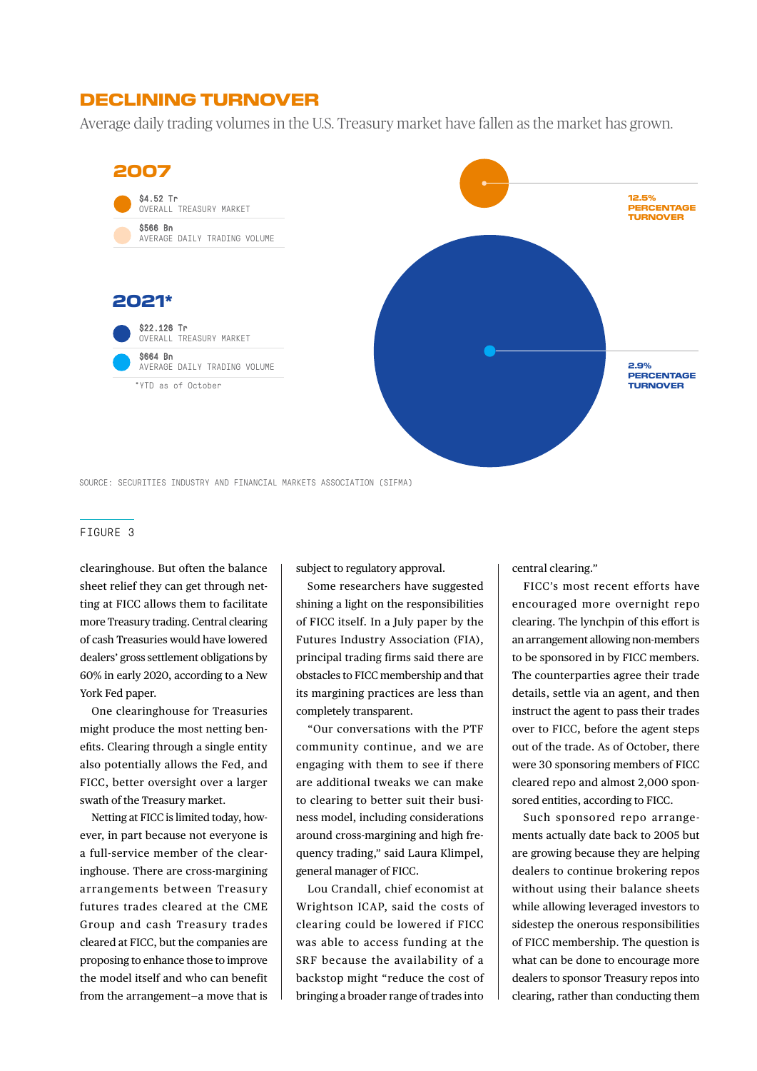## DECLINING TURNOVER

Average daily trading volumes in the U.S. Treasury market have fallen as the market has grown.

**2007**

$4.52 Tr
OVERALL TREASURY MARKET

$566 Bn
AVERAGE DAILY TRADING VOLUME

**2021***

$22.126 Tr
OVERALL TREASURY MARKET

$664 Bn
AVERAGE DAILY TRADING VOLUME

*YTD as of October

12.5% PERCENTAGE TURNOVER

2.9% PERCENTAGE TURNOVER

SOURCE: SECURITIES INDUSTRY AND FINANCIAL MARKETS ASSOCIATION (SIFMA)

FIGURE 3

clearinghouse. But often the balance sheet relief they can get through netting at FICC allows them to facilitate more Treasury trading. Central clearing of cash Treasuries would have lowered dealers' gross settlement obligations by 60% in early 2020, according to a New York Fed paper.

One clearinghouse for Treasuries might produce the most netting benefits. Clearing through a single entity also potentially allows the Fed, and FICC, better oversight over a larger swath of the Treasury market.

Netting at FICC is limited today, however, in part because not everyone is a full-service member of the clearinghouse. There are cross-margining arrangements between Treasury futures trades cleared at the CME Group and cash Treasury trades cleared at FICC, but the companies are proposing to enhance those to improve the model itself and who can benefit from the arrangement—a move that is subject to regulatory approval.

Some researchers have suggested shining a light on the responsibilities of FICC itself. In a July paper by the Futures Industry Association (FIA), principal trading firms said there are obstacles to FICC membership and that its margining practices are less than completely transparent.

"Our conversations with the PTF community continue, and we are engaging with them to see if there are additional tweaks we can make to clearing to better suit their business model, including considerations around cross-margining and high frequency trading," said Laura Klimpel, general manager of FICC.

Lou Crandall, chief economist at Wrightson ICAP, said the costs of clearing could be lowered if FICC was able to access funding at the SRF because the availability of a backstop might "reduce the cost of bringing a broader range of trades into central clearing."

FICC's most recent efforts have encouraged more overnight repo clearing. The lynchpin of this effort is an arrangement allowing non-members to be sponsored in by FICC members. The counterparties agree their trade details, settle via an agent, and then instruct the agent to pass their trades over to FICC, before the agent steps out of the trade. As of October, there were 30 sponsoring members of FICC cleared repo and almost 2,000 sponsored entities, according to FICC.

Such sponsored repo arrangements actually date back to 2005 but are growing because they are helping dealers to continue brokering repos without using their balance sheets while allowing leveraged investors to sidestep the onerous responsibilities of FICC membership. The question is what can be done to encourage more dealers to sponsor Treasury repos into clearing, rather than conducting them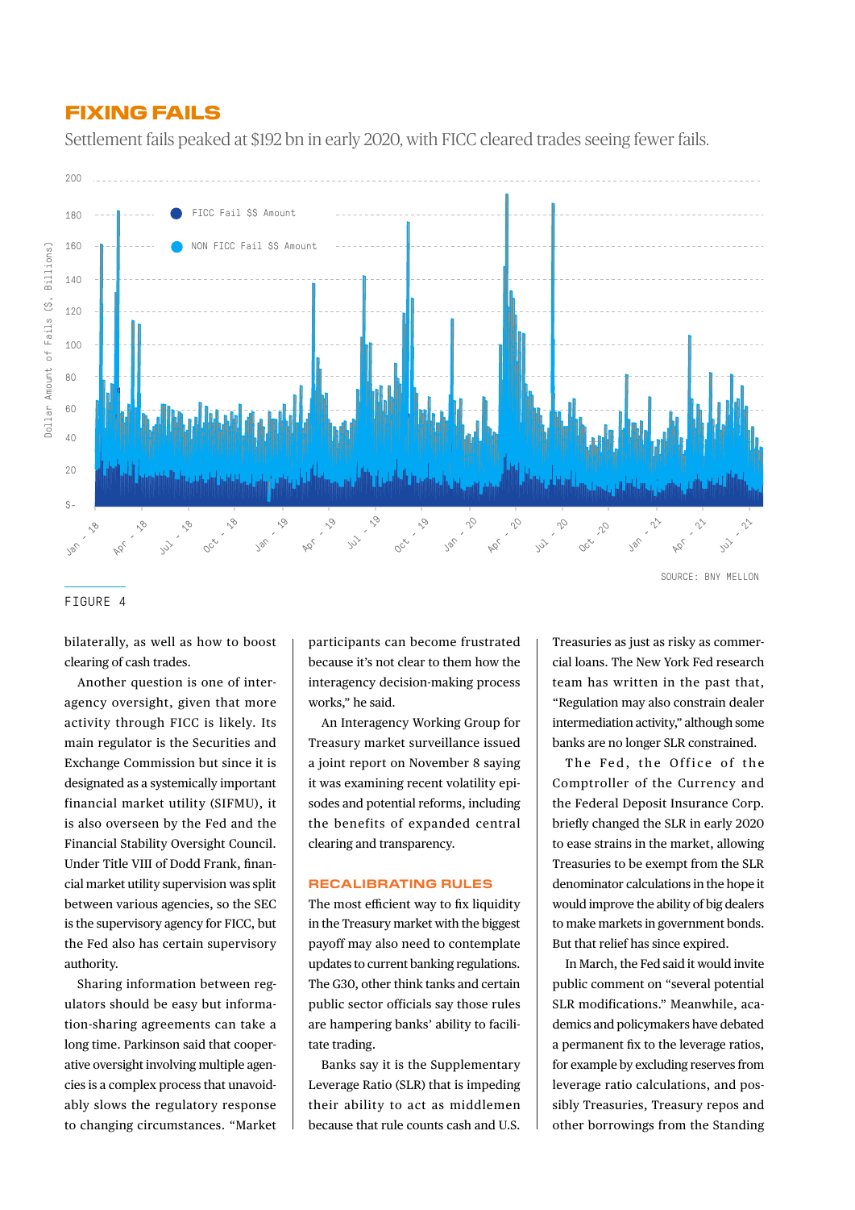## FIXING FAILS

Settlement fails peaked at $192 bn in early 2020, with FICC cleared trades seeing fewer fails.

SOURCE: BNY MELLON

FIGURE 4

bilaterally, as well as how to boost clearing of cash trades.

Another question is one of interagency oversight, given that more activity through FICC is likely. Its main regulator is the Securities and Exchange Commission but since it is designated as a systemically important financial market utility (SIFMU), it is also overseen by the Fed and the Financial Stability Oversight Council. Under Title VIII of Dodd Frank, financial market utility supervision was split between various agencies, so the SEC is the supervisory agency for FICC, but the Fed also has certain supervisory authority.

Sharing information between regulators should be easy but information-sharing agreements can take a long time. Parkinson said that cooperative oversight involving multiple agencies is a complex process that unavoidably slows the regulatory response to changing circumstances. "Market participants can become frustrated because it's not clear to them how the interagency decision-making process works," he said.

An Interagency Working Group for Treasury market surveillance issued a joint report on November 8 saying it was examining recent volatility episodes and potential reforms, including the benefits of expanded central clearing and transparency.

### RECALIBRATING RULES

The most efficient way to fix liquidity in the Treasury market with the biggest payoff may also need to contemplate updates to current banking regulations. The G30, other think tanks and certain public sector officials say those rules are hampering banks' ability to facilitate trading.

Banks say it is the Supplementary Leverage Ratio (SLR) that is impeding their ability to act as middlemen because that rule counts cash and U.S. Treasuries as just as risky as commercial loans. The New York Fed research team has written in the past that, "Regulation may also constrain dealer intermediation activity," although some banks are no longer SLR constrained.

The Fed, the Office of the Comptroller of the Currency and the Federal Deposit Insurance Corp. briefly changed the SLR in early 2020 to ease strains in the market, allowing Treasuries to be exempt from the SLR denominator calculations in the hope it would improve the ability of big dealers to make markets in government bonds. But that relief has since expired.

In March, the Fed said it would invite public comment on "several potential SLR modifications." Meanwhile, academics and policymakers have debated a permanent fix to the leverage ratios, for example by excluding reserves from leverage ratio calculations, and possibly Treasuries, Treasury repos and other borrowings from the Standing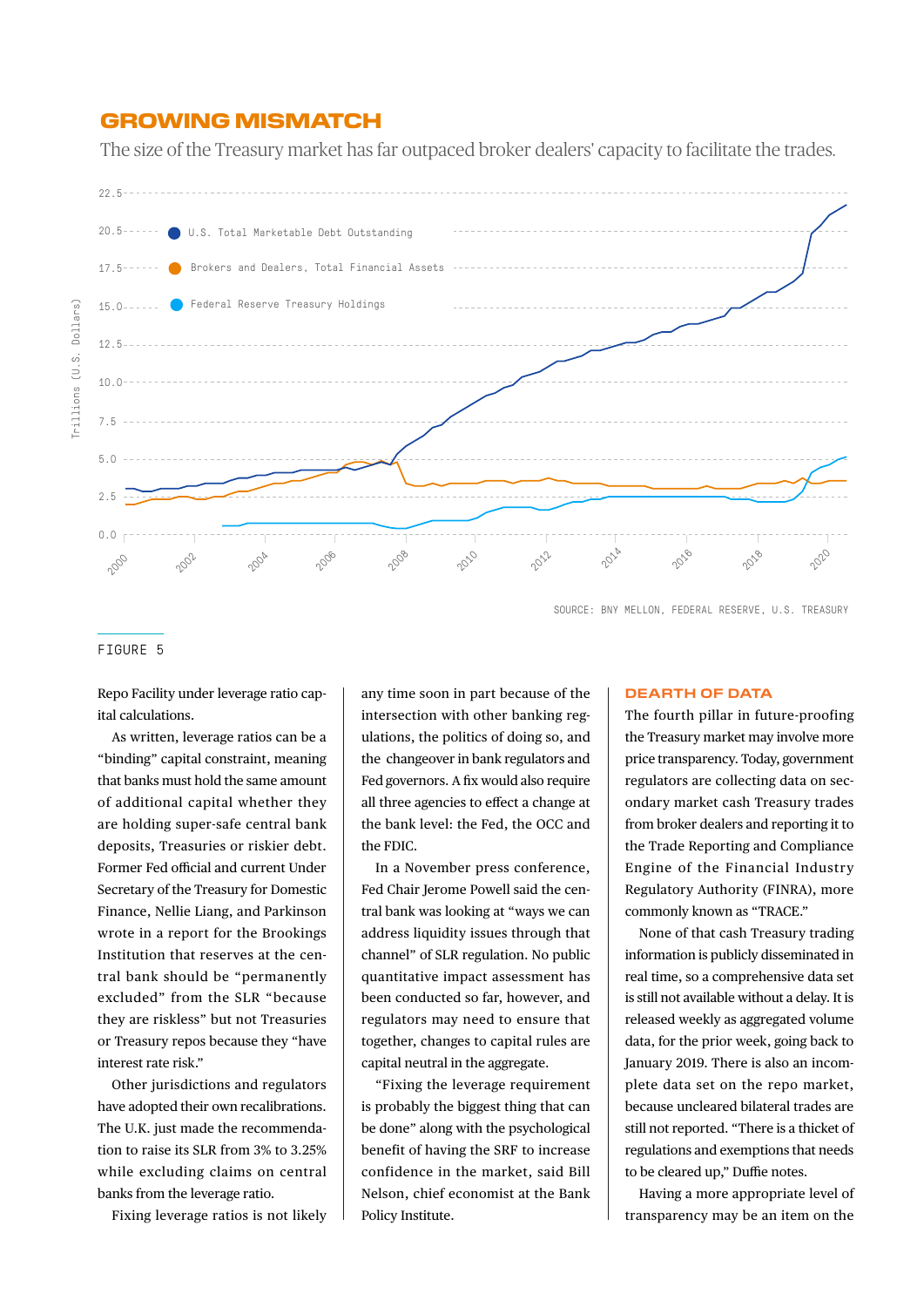## GROWING MISMATCH

The size of the Treasury market has far outpaced broker dealers' capacity to facilitate the trades.

SOURCE: BNY MELLON, FEDERAL RESERVE, U.S. TREASURY

FIGURE 5

Repo Facility under leverage ratio capital calculations.

As written, leverage ratios can be a "binding" capital constraint, meaning that banks must hold the same amount of additional capital whether they are holding super-safe central bank deposits, Treasuries or riskier debt. Former Fed official and current Under Secretary of the Treasury for Domestic Finance, Nellie Liang, and Parkinson wrote in a report for the Brookings Institution that reserves at the central bank should be "permanently excluded" from the SLR "because they are riskless" but not Treasuries or Treasury repos because they "have interest rate risk."

Other jurisdictions and regulators have adopted their own recalibrations. The U.K. just made the recommendation to raise its SLR from 3% to 3.25% while excluding claims on central banks from the leverage ratio.

Fixing leverage ratios is not likely any time soon in part because of the intersection with other banking regulations, the politics of doing so, and the changeover in bank regulators and Fed governors. A fix would also require all three agencies to effect a change at the bank level: the Fed, the OCC and the FDIC.

In a November press conference, Fed Chair Jerome Powell said the central bank was looking at "ways we can address liquidity issues through that channel" of SLR regulation. No public quantitative impact assessment has been conducted so far, however, and regulators may need to ensure that together, changes to capital rules are capital neutral in the aggregate.

"Fixing the leverage requirement is probably the biggest thing that can be done" along with the psychological benefit of having the SRF to increase confidence in the market, said Bill Nelson, chief economist at the Bank Policy Institute.

### DEARTH OF DATA

The fourth pillar in future-proofing the Treasury market may involve more price transparency. Today, government regulators are collecting data on secondary market cash Treasury trades from broker dealers and reporting it to the Trade Reporting and Compliance Engine of the Financial Industry Regulatory Authority (FINRA), more commonly known as "TRACE."

None of that cash Treasury trading information is publicly disseminated in real time, so a comprehensive data set is still not available without a delay. It is released weekly as aggregated volume data, for the prior week, going back to January 2019. There is also an incomplete data set on the repo market, because uncleared bilateral trades are still not reported. "There is a thicket of regulations and exemptions that needs to be cleared up," Duffie notes.

Having a more appropriate level of transparency may be an item on the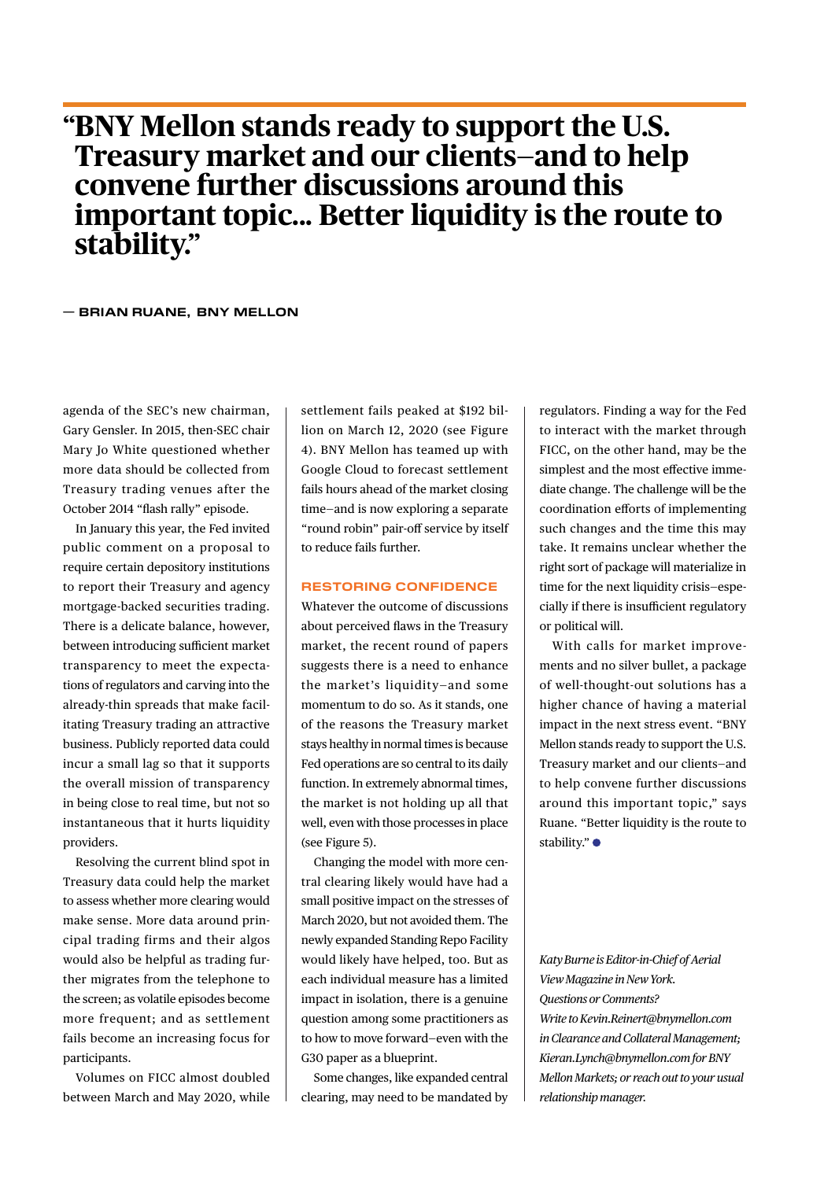> "BNY Mellon stands ready to support the U.S. Treasury market and our clients–and to help convene further discussions around this important topic... Better liquidity is the route to stability."
>
> — BRIAN RUANE, BNY MELLON

agenda of the SEC's new chairman, Gary Gensler. In 2015, then-SEC chair Mary Jo White questioned whether more data should be collected from Treasury trading venues after the October 2014 "flash rally" episode.

In January this year, the Fed invited public comment on a proposal to require certain depository institutions to report their Treasury and agency mortgage-backed securities trading. There is a delicate balance, however, between introducing sufficient market transparency to meet the expectations of regulators and carving into the already-thin spreads that make facilitating Treasury trading an attractive business. Publicly reported data could incur a small lag so that it supports the overall mission of transparency in being close to real time, but not so instantaneous that it hurts liquidity providers.

Resolving the current blind spot in Treasury data could help the market to assess whether more clearing would make sense. More data around principal trading firms and their algos would also be helpful as trading further migrates from the telephone to the screen; as volatile episodes become more frequent; and as settlement fails become an increasing focus for participants.

Volumes on FICC almost doubled between March and May 2020, while settlement fails peaked at $192 billion on March 12, 2020 (see Figure 4). BNY Mellon has teamed up with Google Cloud to forecast settlement fails hours ahead of the market closing time–and is now exploring a separate "round robin" pair-off service by itself to reduce fails further.

## RESTORING CONFIDENCE

Whatever the outcome of discussions about perceived flaws in the Treasury market, the recent round of papers suggests there is a need to enhance the market's liquidity–and some momentum to do so. As it stands, one of the reasons the Treasury market stays healthy in normal times is because Fed operations are so central to its daily function. In extremely abnormal times, the market is not holding up all that well, even with those processes in place (see Figure 5).

Changing the model with more central clearing likely would have had a small positive impact on the stresses of March 2020, but not avoided them. The newly expanded Standing Repo Facility would likely have helped, too. But as each individual measure has a limited impact in isolation, there is a genuine question among some practitioners as to how to move forward–even with the G30 paper as a blueprint.

Some changes, like expanded central clearing, may need to be mandated by regulators. Finding a way for the Fed to interact with the market through FICC, on the other hand, may be the simplest and the most effective immediate change. The challenge will be the coordination efforts of implementing such changes and the time this may take. It remains unclear whether the right sort of package will materialize in time for the next liquidity crisis–especially if there is insufficient regulatory or political will.

With calls for market improvements and no silver bullet, a package of well-thought-out solutions has a higher chance of having a material impact in the next stress event. "BNY Mellon stands ready to support the U.S. Treasury market and our clients–and to help convene further discussions around this important topic," says Ruane. "Better liquidity is the route to stability." ●

*Katy Burne is Editor-in-Chief of Aerial View Magazine in New York. Questions or Comments? Write to Kevin.Reinert@bnymellon.com in Clearance and Collateral Management; Kieran.Lynch@bnymellon.com for BNY Mellon Markets; or reach out to your usual relationship manager.*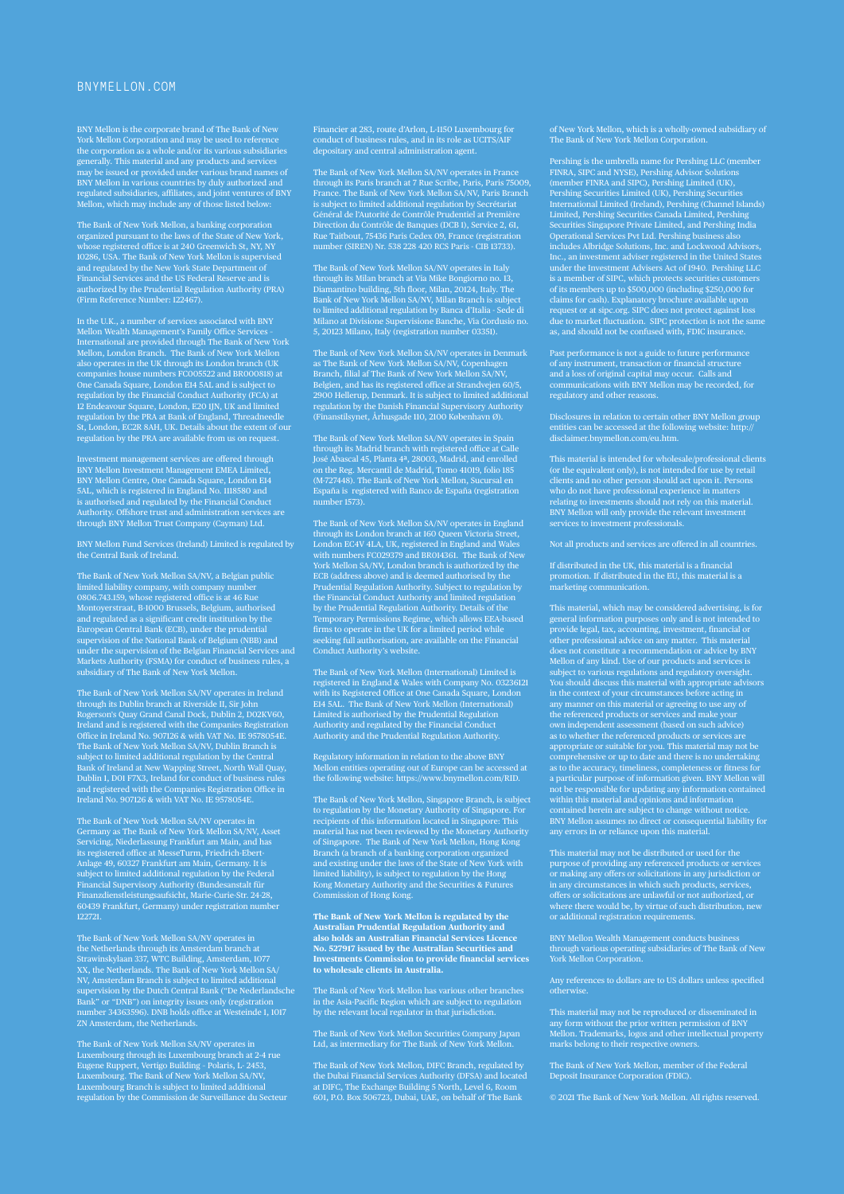BNYMELLON.COM

BNY Mellon is the corporate brand of The Bank of New York Mellon Corporation and may be used to reference the corporation as a whole and/or its various subsidiaries generally. This material and any products and services may be issued or provided under various brand names of BNY Mellon in various countries by duly authorized and regulated subsidiaries, affiliates, and joint ventures of BNY Mellon, which may include any of those listed below:

The Bank of New York Mellon, a banking corporation organized pursuant to the laws of the State of New York, whose registered office is at 240 Greenwich St, NY, NY 10286, USA. The Bank of New York Mellon is supervised and regulated by the New York State Department of Financial Services and the US Federal Reserve and is authorized by the Prudential Regulation Authority (PRA) (Firm Reference Number: 122467).

In the U.K., a number of services associated with BNY Mellon Wealth Management's Family Office Services - International are provided through The Bank of New York Mellon, London Branch. The Bank of New York Mellon also operates in the UK through its London branch (UK companies house numbers FC005522 and BR000818) at One Canada Square, London E14 5AL and is subject to regulation by the Financial Conduct Authority (FCA) at 12 Endeavour Square, London, E20 1JN, UK and limited regulation by the PRA at Bank of England, Threadneedle St, London, EC2R 8AH, UK. Details about the extent of our regulation by the PRA are available from us on request.

Investment management services are offered through BNY Mellon Investment Management EMEA Limited, BNY Mellon Centre, One Canada Square, London E14 5AL, which is registered in England No. 1118580 and is authorised and regulated by the Financial Conduct Authority. Offshore trust and administration services are through BNY Mellon Trust Company (Cayman) Ltd.

BNY Mellon Fund Services (Ireland) Limited is regulated by the Central Bank of Ireland.

The Bank of New York Mellon SA/NV, a Belgian public limited liability company, with company number 0806.743.159, whose registered office is at 46 Rue Montoyerstraat, B-1000 Brussels, Belgium, authorised and regulated as a significant credit institution by the European Central Bank (ECB), under the prudential supervision of the National Bank of Belgium (NBB) and under the supervision of the Belgian Financial Services and Markets Authority (FSMA) for conduct of business rules, a subsidiary of The Bank of New York Mellon.

The Bank of New York Mellon SA/NV operates in Ireland through its Dublin branch at Riverside II, Sir John Rogerson's Quay Grand Canal Dock, Dublin 2, D02KV60, Ireland and is registered with the Companies Registration Office in Ireland No. 907126 & with VAT No. IE 9578054E. The Bank of New York Mellon SA/NV, Dublin Branch is subject to limited additional regulation by the Central Bank of Ireland at New Wapping Street, North Wall Quay, Dublin 1, D01 F7X3, Ireland for conduct of business rules and registered with the Companies Registration Office in Ireland No. 907126 & with VAT No. IE 9578054E.

The Bank of New York Mellon SA/NV operates in Germany as The Bank of New York Mellon SA/NV, Asset Servicing, Niederlassung Frankfurt am Main, and has its registered office at MesseTurm, Friedrich-Ebert-Anlage 49, 60327 Frankfurt am Main, Germany. It is subject to limited additional regulation by the Federal Financial Supervisory Authority (Bundesanstalt für Finanzdienstleistungsaufsicht, Marie-Curie-Str. 24-28, 60439 Frankfurt, Germany) under registration number 122721.

The Bank of New York Mellon SA/NV operates in the Netherlands through its Amsterdam branch at Strawinskylaan 337, WTC Building, Amsterdam, 1077 XX, the Netherlands. The Bank of New York Mellon SA/NV, Amsterdam Branch is subject to limited additional supervision by the Dutch Central Bank ("De Nederlandsche Bank" or "DNB") on integrity issues only (registration number 34363596). DNB holds office at Westeinde 1, 1017 ZN Amsterdam, the Netherlands.

The Bank of New York Mellon SA/NV operates in Luxembourg through its Luxembourg branch at 2-4 rue Eugene Ruppert, Vertigo Building – Polaris, L- 2453, Luxembourg. The Bank of New York Mellon SA/NV, Luxembourg Branch is subject to limited additional regulation by the Commission de Surveillance du Secteur Financier at 283, route d'Arlon, L-1150 Luxembourg for conduct of business rules, and in its role as UCITS/AIF depositary and central administration agent.

The Bank of New York Mellon SA/NV operates in France through its Paris branch at 7 Rue Scribe, Paris, Paris 75009, France. The Bank of New York Mellon SA/NV, Paris Branch is subject to limited additional regulation by Secrétariat Général de l'Autorité de Contrôle Prudentiel at Première Direction du Contrôle de Banques (DCB 1), Service 2, 61, Rue Taitbout, 75436 Paris Cedex 09, France (registration number (SIREN) Nr. 538 228 420 RCS Paris - CIB 13733).

The Bank of New York Mellon SA/NV operates in Italy through its Milan branch at Via Mike Bongiorno no. 13, Diamantino building, 5th floor, Milan, 20124, Italy. The Bank of New York Mellon SA/NV, Milan Branch is subject to limited additional regulation by Banca d'Italia - Sede di Milano at Divisione Supervisione Banche, Via Cordusio no. 5, 20123 Milano, Italy (registration number 03351).

The Bank of New York Mellon SA/NV operates in Denmark as The Bank of New York Mellon SA/NV, Copenhagen Branch, filial af The Bank of New York Mellon SA/NV, Belgien, and has its registered office at Strandvejen 60/5, 2900 Hellerup, Denmark. It is subject to limited additional regulation by the Danish Financial Supervisory Authority (Finanstilsynet, Århusgade 110, 2100 København Ø).

The Bank of New York Mellon SA/NV operates in Spain through its Madrid branch with registered office at Calle José Abascal 45, Planta 4ª, 28003, Madrid, and enrolled on the Reg. Mercantil de Madrid, Tomo 41019, folio 185 (M-727448). The Bank of New York Mellon, Sucursal en España is registered with Banco de España (registration number 1573).

The Bank of New York Mellon SA/NV operates in England through its London branch at 160 Queen Victoria Street, London EC4V 4LA, UK, registered in England and Wales with numbers FC029379 and BR014361. The Bank of New York Mellon SA/NV, London branch is authorized by the ECB (address above) and is deemed authorised by the Prudential Regulation Authority. Subject to regulation by the Financial Conduct Authority and limited regulation by the Prudential Regulation Authority. Details of the Temporary Permissions Regime, which allows EEA-based firms to operate in the UK for a limited period while seeking full authorisation, are available on the Financial Conduct Authority's website.

The Bank of New York Mellon (International) Limited is registered in England & Wales with Company No. 03236121 with its Registered Office at One Canada Square, London E14 5AL. The Bank of New York Mellon (International) Limited is authorised by the Prudential Regulation Authority and regulated by the Financial Conduct Authority and the Prudential Regulation Authority.

Regulatory information in relation to the above BNY Mellon entities operating out of Europe can be accessed at the following website: https://www.bnymellon.com/RID.

The Bank of New York Mellon, Singapore Branch, is subject to regulation by the Monetary Authority of Singapore. For recipients of this information located in Singapore: This material has not been reviewed by the Monetary Authority of Singapore. The Bank of New York Mellon, Hong Kong Branch (a branch of a banking corporation organized and existing under the laws of the State of New York with limited liability), is subject to regulation by the Hong Kong Monetary Authority and the Securities & Futures Commission of Hong Kong.

**The Bank of New York Mellon is regulated by the Australian Prudential Regulation Authority and also holds an Australian Financial Services Licence No. 527917 issued by the Australian Securities and Investments Commission to provide financial services to wholesale clients in Australia.**

The Bank of New York Mellon has various other branches in the Asia-Pacific Region which are subject to regulation by the relevant local regulator in that jurisdiction.

The Bank of New York Mellon Securities Company Japan Ltd, as intermediary for The Bank of New York Mellon.

The Bank of New York Mellon, DIFC Branch, regulated by the Dubai Financial Services Authority (DFSA) and located at DIFC, The Exchange Building 5 North, Level 6, Room 601, P.O. Box 506723, Dubai, UAE, on behalf of The Bank of New York Mellon, which is a wholly-owned subsidiary of The Bank of New York Mellon Corporation.

Pershing is the umbrella name for Pershing LLC (member FINRA, SIPC and NYSE), Pershing Advisor Solutions (member FINRA and SIPC), Pershing Limited (UK), Pershing Securities Limited (UK), Pershing Securities International Limited (Ireland), Pershing (Channel Islands) Limited, Pershing Securities Canada Limited, Pershing Securities Singapore Private Limited, and Pershing India Operational Services Pvt Ltd. Pershing business also includes Albridge Solutions, Inc. and Lockwood Advisors, Inc., an investment adviser registered in the United States under the Investment Advisers Act of 1940. Pershing LLC is a member of SIPC, which protects securities customers of its members up to $500,000 (including $250,000 for claims for cash). Explanatory brochure available upon request or at sipc.org. SIPC does not protect against loss due to market fluctuation. SIPC protection is not the same as, and should not be confused with, FDIC insurance.

Past performance is not a guide to future performance of any instrument, transaction or financial structure and a loss of original capital may occur. Calls and communications with BNY Mellon may be recorded, for regulatory and other reasons.

Disclosures in relation to certain other BNY Mellon group entities can be accessed at the following website: http://disclaimer.bnymellon.com/eu.htm.

This material is intended for wholesale/professional clients (or the equivalent only), is not intended for use by retail clients and no other person should act upon it. Persons who do not have professional experience in matters relating to investments should not rely on this material. BNY Mellon will only provide the relevant investment services to investment professionals.

Not all products and services are offered in all countries.

If distributed in the UK, this material is a financial promotion. If distributed in the EU, this material is a marketing communication.

This material, which may be considered advertising, is for general information purposes only and is not intended to provide legal, tax, accounting, investment, financial or other professional advice on any matter. This material does not constitute a recommendation or advice by BNY Mellon of any kind. Use of our products and services is subject to various regulations and regulatory oversight. You should discuss this material with appropriate advisors in the context of your circumstances before acting in any manner on this material or agreeing to use any of the referenced products or services and make your own independent assessment (based on such advice) as to whether the referenced products or services are appropriate or suitable for you. This material may not be comprehensive or up to date and there is no undertaking as to the accuracy, timeliness, completeness or fitness for a particular purpose of information given. BNY Mellon will not be responsible for updating any information contained within this material and opinions and information contained herein are subject to change without notice. BNY Mellon assumes no direct or consequential liability for any errors in or reliance upon this material.

This material may not be distributed or used for the purpose of providing any referenced products or services or making any offers or solicitations in any jurisdiction or in any circumstances in which such products, services, offers or solicitations are unlawful or not authorized, or where there would be, by virtue of such distribution, new or additional registration requirements.

BNY Mellon Wealth Management conducts business through various operating subsidiaries of The Bank of New York Mellon Corporation.

Any references to dollars are to US dollars unless specified otherwise.

This material may not be reproduced or disseminated in any form without the prior written permission of BNY Mellon. Trademarks, logos and other intellectual property marks belong to their respective owners.

The Bank of New York Mellon, member of the Federal Deposit Insurance Corporation (FDIC).

© 2021 The Bank of New York Mellon. All rights reserved.